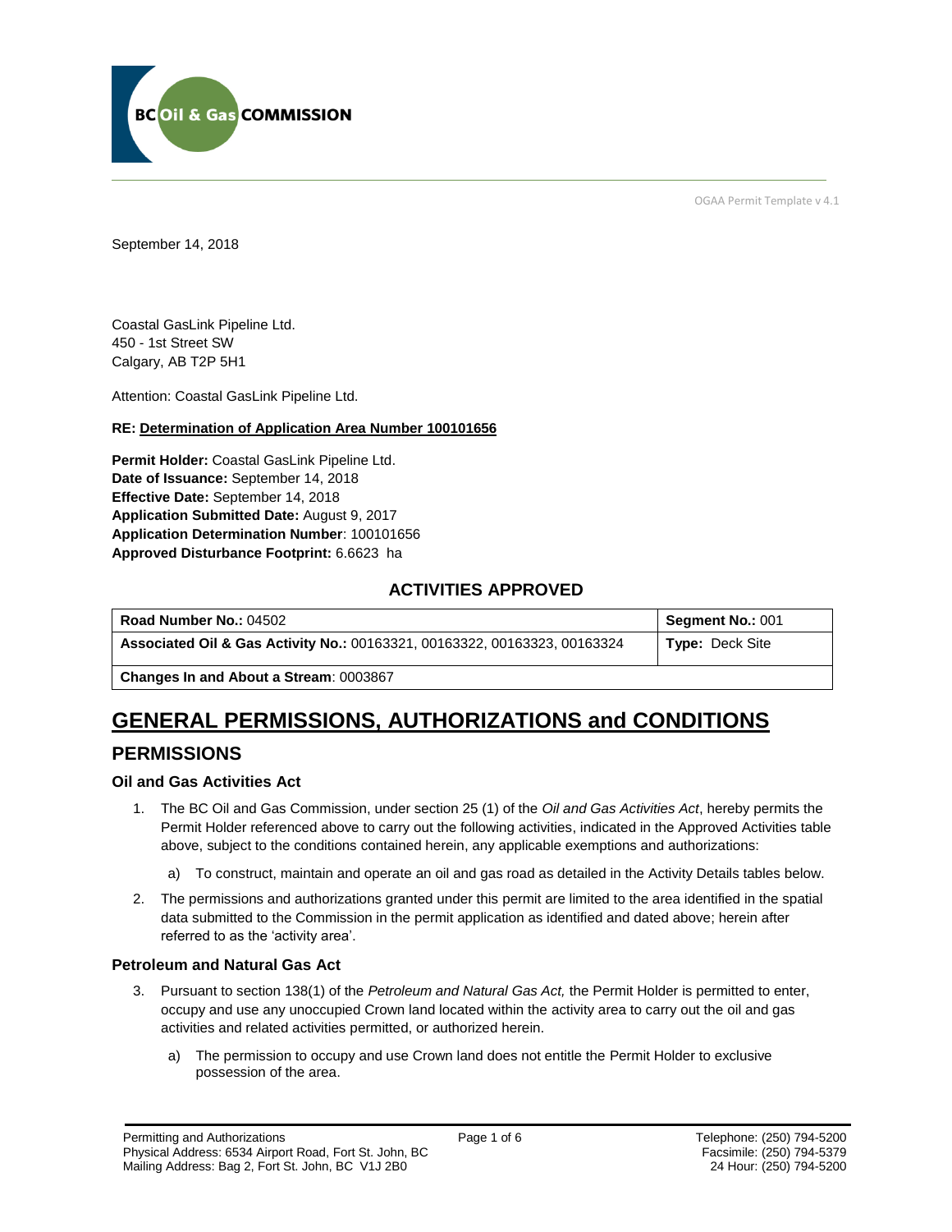OGAA Permit Template v 4.1

September 14, 2018

Coastal GasLink Pipeline Ltd.
450 - 1st Street SW
Calgary, AB T2P 5H1

Attention: Coastal GasLink Pipeline Ltd.

**RE: Determination of Application Area Number 100101656**

**Permit Holder:** Coastal GasLink Pipeline Ltd.
**Date of Issuance:** September 14, 2018
**Effective Date:** September 14, 2018
**Application Submitted Date:** August 9, 2017
**Application Determination Number**: 100101656
**Approved Disturbance Footprint:** 6.6623 ha

## ACTIVITIES APPROVED

| **Road Number No.:** 04502 | **Segment No.:** 001 |
|---|---|
| **Associated Oil & Gas Activity No.:** 00163321, 00163322, 00163323, 00163324 | **Type:** Deck Site |
| **Changes In and About a Stream**: 0003867 | |

# GENERAL PERMISSIONS, AUTHORIZATIONS and CONDITIONS

## PERMISSIONS

### Oil and Gas Activities Act

1. The BC Oil and Gas Commission, under section 25 (1) of the *Oil and Gas Activities Act*, hereby permits the Permit Holder referenced above to carry out the following activities, indicated in the Approved Activities table above, subject to the conditions contained herein, any applicable exemptions and authorizations:

   a) To construct, maintain and operate an oil and gas road as detailed in the Activity Details tables below.

2. The permissions and authorizations granted under this permit are limited to the area identified in the spatial data submitted to the Commission in the permit application as identified and dated above; herein after referred to as the 'activity area'.

### Petroleum and Natural Gas Act

3. Pursuant to section 138(1) of the *Petroleum and Natural Gas Act,* the Permit Holder is permitted to enter, occupy and use any unoccupied Crown land located within the activity area to carry out the oil and gas activities and related activities permitted, or authorized herein.

   a) The permission to occupy and use Crown land does not entitle the Permit Holder to exclusive possession of the area.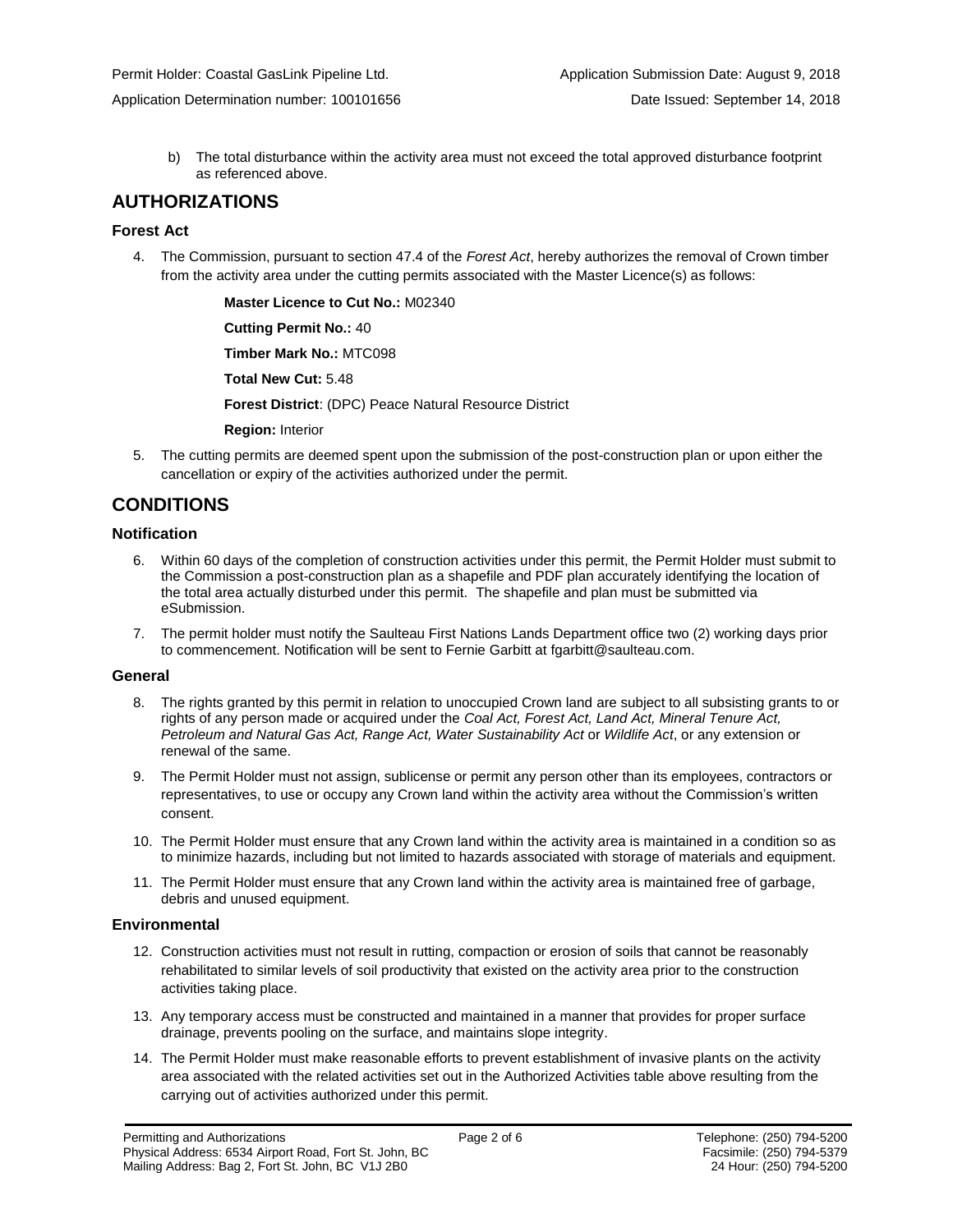b) The total disturbance within the activity area must not exceed the total approved disturbance footprint as referenced above.

## AUTHORIZATIONS

### Forest Act

4. The Commission, pursuant to section 47.4 of the *Forest Act*, hereby authorizes the removal of Crown timber from the activity area under the cutting permits associated with the Master Licence(s) as follows:

   **Master Licence to Cut No.:** M02340

   **Cutting Permit No.:** 40

   **Timber Mark No.:** MTC098

   **Total New Cut:** 5.48

   **Forest District**: (DPC) Peace Natural Resource District

   **Region:** Interior

5. The cutting permits are deemed spent upon the submission of the post-construction plan or upon either the cancellation or expiry of the activities authorized under the permit.

## CONDITIONS

### Notification

6. Within 60 days of the completion of construction activities under this permit, the Permit Holder must submit to the Commission a post-construction plan as a shapefile and PDF plan accurately identifying the location of the total area actually disturbed under this permit. The shapefile and plan must be submitted via eSubmission.
7. The permit holder must notify the Saulteau First Nations Lands Department office two (2) working days prior to commencement. Notification will be sent to Fernie Garbitt at fgarbitt@saulteau.com.

### General

8. The rights granted by this permit in relation to unoccupied Crown land are subject to all subsisting grants to or rights of any person made or acquired under the *Coal Act, Forest Act, Land Act, Mineral Tenure Act, Petroleum and Natural Gas Act, Range Act, Water Sustainability Act* or *Wildlife Act*, or any extension or renewal of the same.
9. The Permit Holder must not assign, sublicense or permit any person other than its employees, contractors or representatives, to use or occupy any Crown land within the activity area without the Commission's written consent.
10. The Permit Holder must ensure that any Crown land within the activity area is maintained in a condition so as to minimize hazards, including but not limited to hazards associated with storage of materials and equipment.
11. The Permit Holder must ensure that any Crown land within the activity area is maintained free of garbage, debris and unused equipment.

### Environmental

12. Construction activities must not result in rutting, compaction or erosion of soils that cannot be reasonably rehabilitated to similar levels of soil productivity that existed on the activity area prior to the construction activities taking place.
13. Any temporary access must be constructed and maintained in a manner that provides for proper surface drainage, prevents pooling on the surface, and maintains slope integrity.
14. The Permit Holder must make reasonable efforts to prevent establishment of invasive plants on the activity area associated with the related activities set out in the Authorized Activities table above resulting from the carrying out of activities authorized under this permit.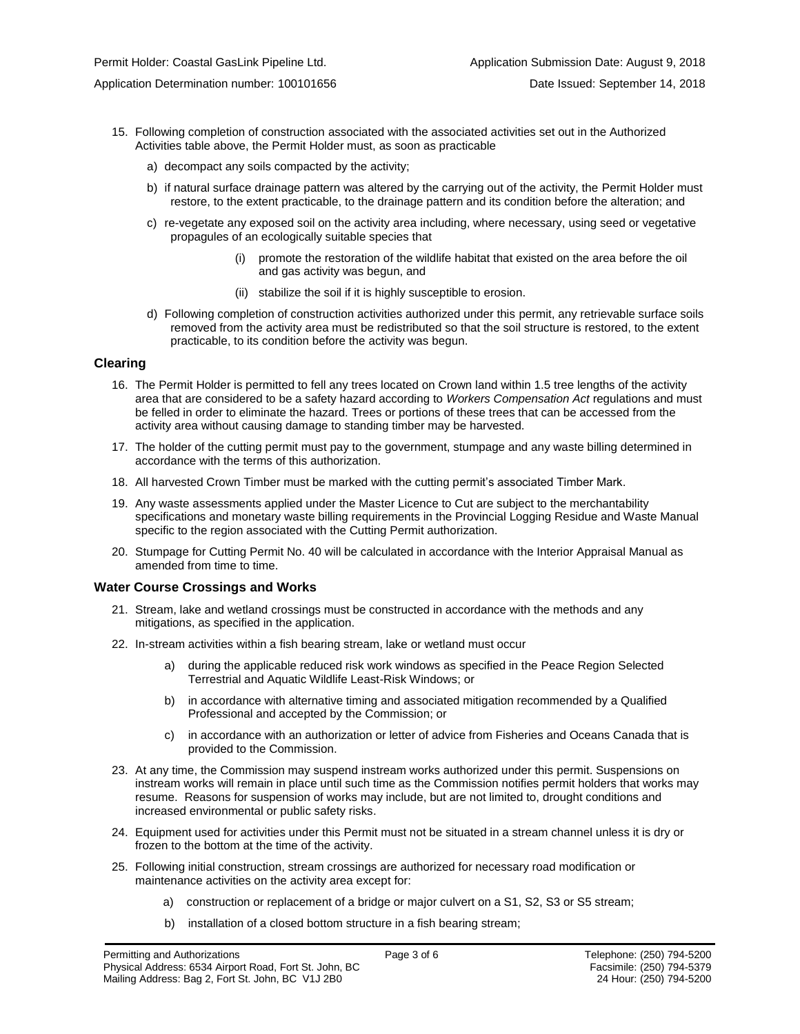15. Following completion of construction associated with the associated activities set out in the Authorized Activities table above, the Permit Holder must, as soon as practicable

    a) decompact any soils compacted by the activity;

    b) if natural surface drainage pattern was altered by the carrying out of the activity, the Permit Holder must restore, to the extent practicable, to the drainage pattern and its condition before the alteration; and

    c) re-vegetate any exposed soil on the activity area including, where necessary, using seed or vegetative propagules of an ecologically suitable species that

        (i) promote the restoration of the wildlife habitat that existed on the area before the oil and gas activity was begun, and

        (ii) stabilize the soil if it is highly susceptible to erosion.

    d) Following completion of construction activities authorized under this permit, any retrievable surface soils removed from the activity area must be redistributed so that the soil structure is restored, to the extent practicable, to its condition before the activity was begun.

### Clearing

16. The Permit Holder is permitted to fell any trees located on Crown land within 1.5 tree lengths of the activity area that are considered to be a safety hazard according to *Workers Compensation Act* regulations and must be felled in order to eliminate the hazard. Trees or portions of these trees that can be accessed from the activity area without causing damage to standing timber may be harvested.

17. The holder of the cutting permit must pay to the government, stumpage and any waste billing determined in accordance with the terms of this authorization.

18. All harvested Crown Timber must be marked with the cutting permit's associated Timber Mark.

19. Any waste assessments applied under the Master Licence to Cut are subject to the merchantability specifications and monetary waste billing requirements in the Provincial Logging Residue and Waste Manual specific to the region associated with the Cutting Permit authorization.

20. Stumpage for Cutting Permit No. 40 will be calculated in accordance with the Interior Appraisal Manual as amended from time to time.

### Water Course Crossings and Works

21. Stream, lake and wetland crossings must be constructed in accordance with the methods and any mitigations, as specified in the application.

22. In-stream activities within a fish bearing stream, lake or wetland must occur

    a) during the applicable reduced risk work windows as specified in the Peace Region Selected Terrestrial and Aquatic Wildlife Least-Risk Windows; or

    b) in accordance with alternative timing and associated mitigation recommended by a Qualified Professional and accepted by the Commission; or

    c) in accordance with an authorization or letter of advice from Fisheries and Oceans Canada that is provided to the Commission.

23. At any time, the Commission may suspend instream works authorized under this permit. Suspensions on instream works will remain in place until such time as the Commission notifies permit holders that works may resume. Reasons for suspension of works may include, but are not limited to, drought conditions and increased environmental or public safety risks.

24. Equipment used for activities under this Permit must not be situated in a stream channel unless it is dry or frozen to the bottom at the time of the activity.

25. Following initial construction, stream crossings are authorized for necessary road modification or maintenance activities on the activity area except for:

    a) construction or replacement of a bridge or major culvert on a S1, S2, S3 or S5 stream;

    b) installation of a closed bottom structure in a fish bearing stream;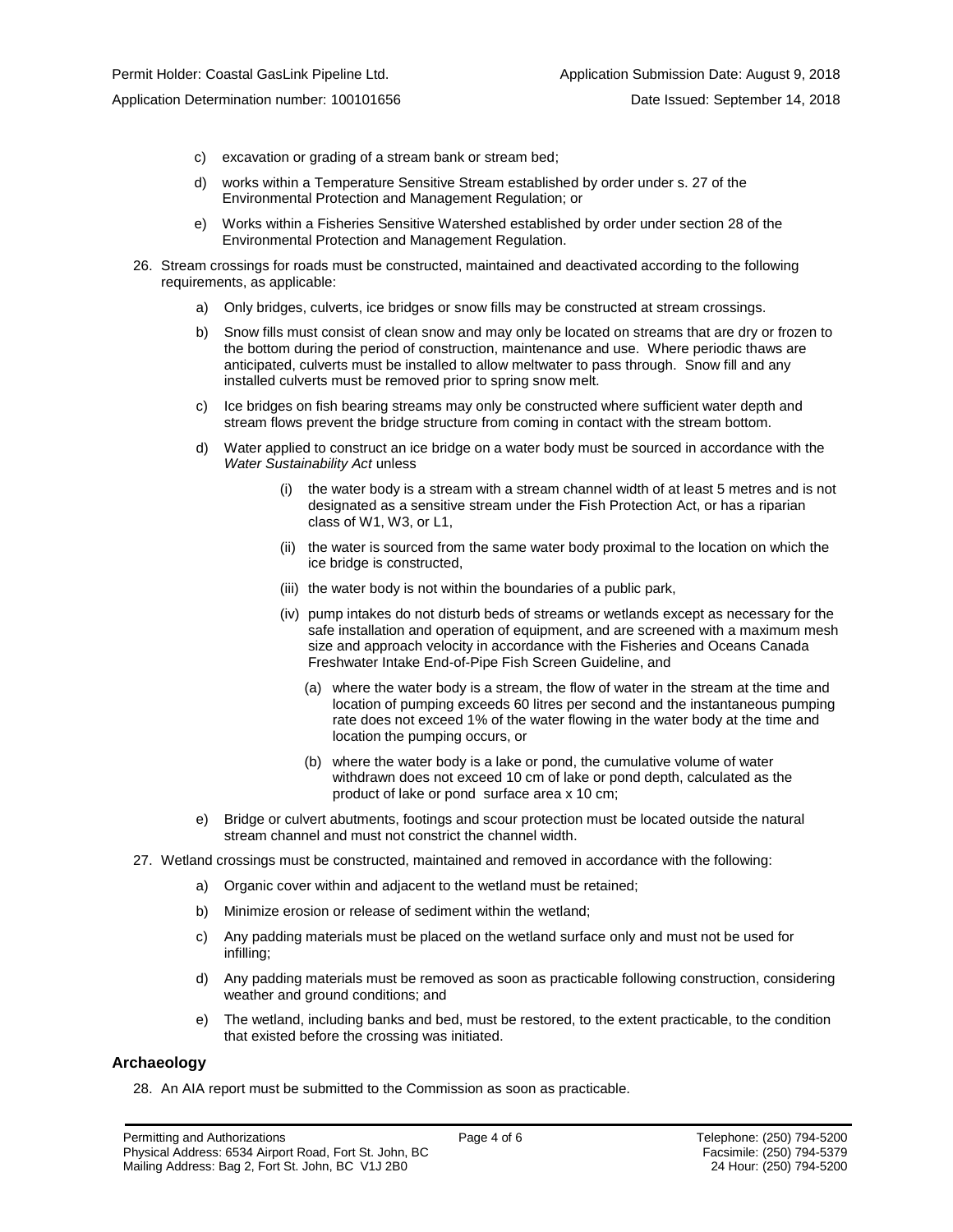c) excavation or grading of a stream bank or stream bed;

d) works within a Temperature Sensitive Stream established by order under s. 27 of the Environmental Protection and Management Regulation; or

e) Works within a Fisheries Sensitive Watershed established by order under section 28 of the Environmental Protection and Management Regulation.

26. Stream crossings for roads must be constructed, maintained and deactivated according to the following requirements, as applicable:

    a) Only bridges, culverts, ice bridges or snow fills may be constructed at stream crossings.

    b) Snow fills must consist of clean snow and may only be located on streams that are dry or frozen to the bottom during the period of construction, maintenance and use. Where periodic thaws are anticipated, culverts must be installed to allow meltwater to pass through. Snow fill and any installed culverts must be removed prior to spring snow melt.

    c) Ice bridges on fish bearing streams may only be constructed where sufficient water depth and stream flows prevent the bridge structure from coming in contact with the stream bottom.

    d) Water applied to construct an ice bridge on a water body must be sourced in accordance with the *Water Sustainability Act* unless

        (i) the water body is a stream with a stream channel width of at least 5 metres and is not designated as a sensitive stream under the Fish Protection Act, or has a riparian class of W1, W3, or L1,

        (ii) the water is sourced from the same water body proximal to the location on which the ice bridge is constructed,

        (iii) the water body is not within the boundaries of a public park,

        (iv) pump intakes do not disturb beds of streams or wetlands except as necessary for the safe installation and operation of equipment, and are screened with a maximum mesh size and approach velocity in accordance with the Fisheries and Oceans Canada Freshwater Intake End-of-Pipe Fish Screen Guideline, and

            (a) where the water body is a stream, the flow of water in the stream at the time and location of pumping exceeds 60 litres per second and the instantaneous pumping rate does not exceed 1% of the water flowing in the water body at the time and location the pumping occurs, or

            (b) where the water body is a lake or pond, the cumulative volume of water withdrawn does not exceed 10 cm of lake or pond depth, calculated as the product of lake or pond surface area x 10 cm;

    e) Bridge or culvert abutments, footings and scour protection must be located outside the natural stream channel and must not constrict the channel width.

27. Wetland crossings must be constructed, maintained and removed in accordance with the following:

    a) Organic cover within and adjacent to the wetland must be retained;

    b) Minimize erosion or release of sediment within the wetland;

    c) Any padding materials must be placed on the wetland surface only and must not be used for infilling;

    d) Any padding materials must be removed as soon as practicable following construction, considering weather and ground conditions; and

    e) The wetland, including banks and bed, must be restored, to the extent practicable, to the condition that existed before the crossing was initiated.

## Archaeology

28. An AIA report must be submitted to the Commission as soon as practicable.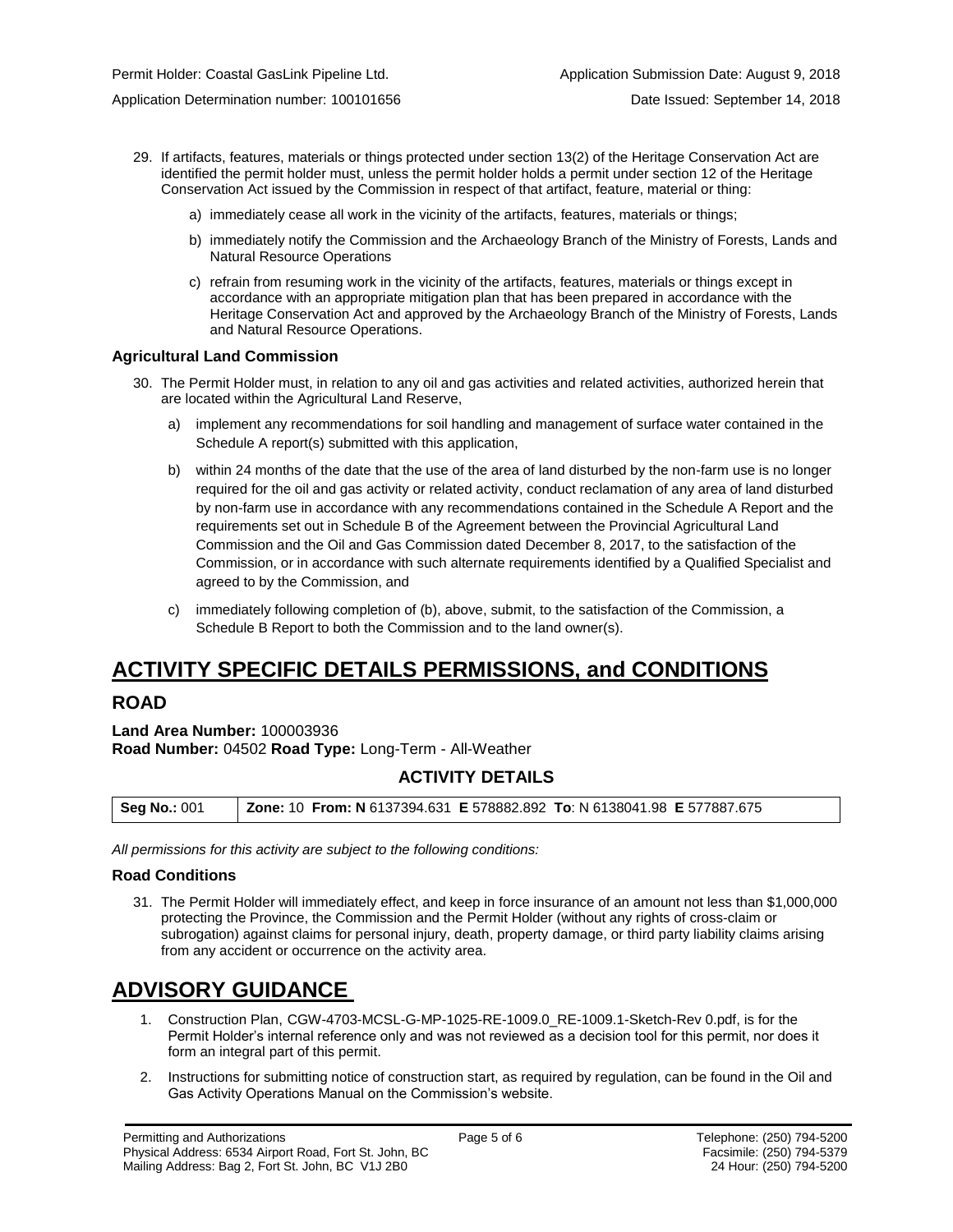29. If artifacts, features, materials or things protected under section 13(2) of the Heritage Conservation Act are identified the permit holder must, unless the permit holder holds a permit under section 12 of the Heritage Conservation Act issued by the Commission in respect of that artifact, feature, material or thing:

    a) immediately cease all work in the vicinity of the artifacts, features, materials or things;

    b) immediately notify the Commission and the Archaeology Branch of the Ministry of Forests, Lands and Natural Resource Operations

    c) refrain from resuming work in the vicinity of the artifacts, features, materials or things except in accordance with an appropriate mitigation plan that has been prepared in accordance with the Heritage Conservation Act and approved by the Archaeology Branch of the Ministry of Forests, Lands and Natural Resource Operations.

### Agricultural Land Commission

30. The Permit Holder must, in relation to any oil and gas activities and related activities, authorized herein that are located within the Agricultural Land Reserve,

    a) implement any recommendations for soil handling and management of surface water contained in the Schedule A report(s) submitted with this application,

    b) within 24 months of the date that the use of the area of land disturbed by the non-farm use is no longer required for the oil and gas activity or related activity, conduct reclamation of any area of land disturbed by non-farm use in accordance with any recommendations contained in the Schedule A Report and the requirements set out in Schedule B of the Agreement between the Provincial Agricultural Land Commission and the Oil and Gas Commission dated December 8, 2017, to the satisfaction of the Commission, or in accordance with such alternate requirements identified by a Qualified Specialist and agreed to by the Commission, and

    c) immediately following completion of (b), above, submit, to the satisfaction of the Commission, a Schedule B Report to both the Commission and to the land owner(s).

# ACTIVITY SPECIFIC DETAILS PERMISSIONS, and CONDITIONS

## ROAD

**Land Area Number:** 100003936
**Road Number:** 04502 **Road Type:** Long-Term - All-Weather

### ACTIVITY DETAILS

| **Seg No.:** 001 | **Zone:** 10 **From: N** 6137394.631 **E** 578882.892 **To**: N 6138041.98 **E** 577887.675 |
|---|---|

*All permissions for this activity are subject to the following conditions:*

### Road Conditions

31. The Permit Holder will immediately effect, and keep in force insurance of an amount not less than $1,000,000 protecting the Province, the Commission and the Permit Holder (without any rights of cross-claim or subrogation) against claims for personal injury, death, property damage, or third party liability claims arising from any accident or occurrence on the activity area.

# ADVISORY GUIDANCE

1. Construction Plan, CGW-4703-MCSL-G-MP-1025-RE-1009.0_RE-1009.1-Sketch-Rev 0.pdf, is for the Permit Holder's internal reference only and was not reviewed as a decision tool for this permit, nor does it form an integral part of this permit.
2. Instructions for submitting notice of construction start, as required by regulation, can be found in the Oil and Gas Activity Operations Manual on the Commission's website.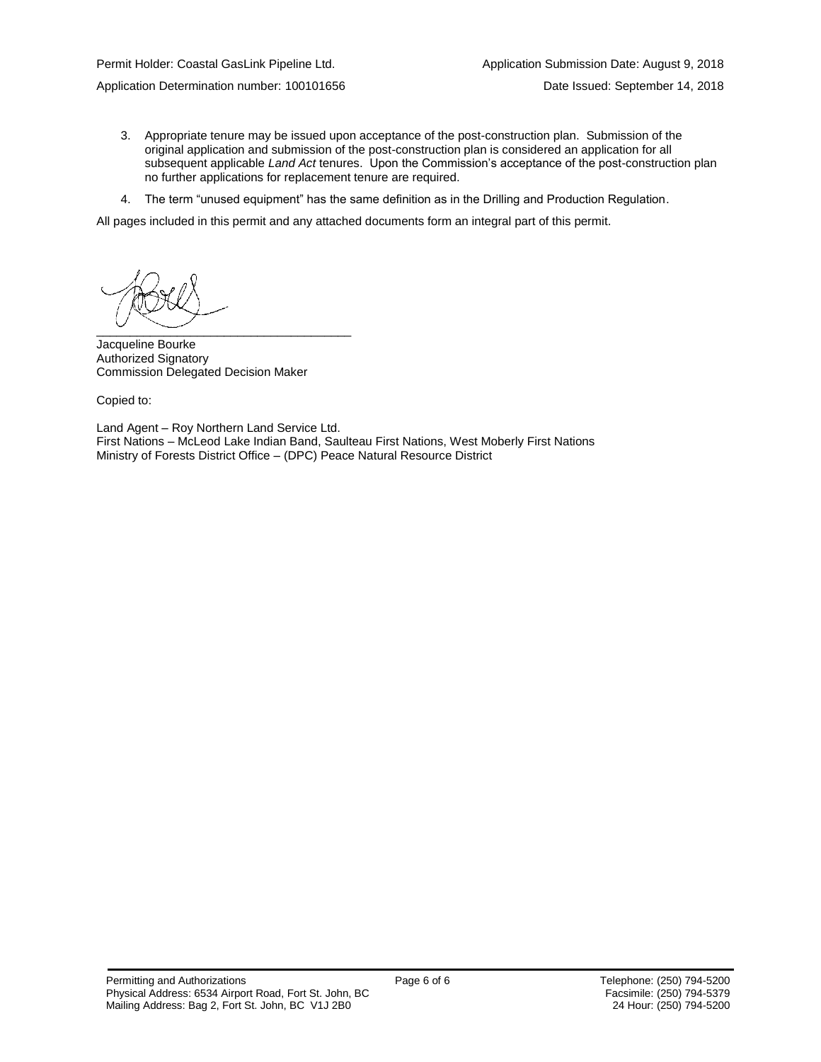3. Appropriate tenure may be issued upon acceptance of the post-construction plan. Submission of the original application and submission of the post-construction plan is considered an application for all subsequent applicable *Land Act* tenures. Upon the Commission's acceptance of the post-construction plan no further applications for replacement tenure are required.
4. The term "unused equipment" has the same definition as in the Drilling and Production Regulation.

All pages included in this permit and any attached documents form an integral part of this permit.

\_\_\_\_\_\_\_\_\_\_\_\_\_\_\_\_\_\_\_\_\_\_\_\_\_\_\_\_\_\_\_\_\_\_\_\_\_\_

Jacqueline Bourke
Authorized Signatory
Commission Delegated Decision Maker

Copied to:

Land Agent – Roy Northern Land Service Ltd.
First Nations – McLeod Lake Indian Band, Saulteau First Nations, West Moberly First Nations
Ministry of Forests District Office – (DPC) Peace Natural Resource District